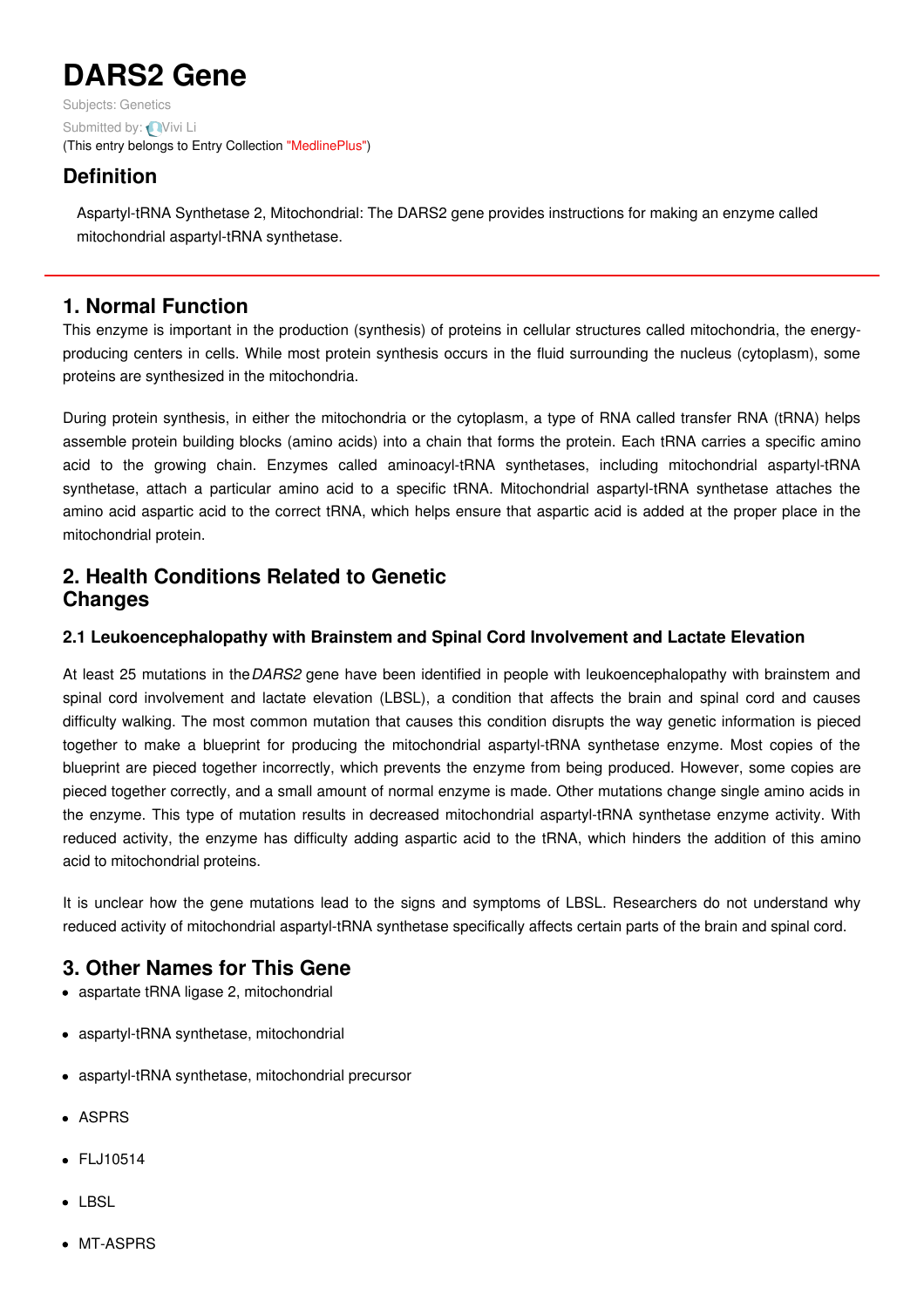# DARS2 Gene

Subjects: Genetics

Submitted by: Vivi Li

(This entry belongs to Entry Collection "MedlinePlus")

## Definition

Aspartyl-tRNA Synthetase 2, Mitochondrial: The DARS2 gene provides instructions for making an enzyme called mitochondrial aspartyl-tRNA synthetase.

## 1. Normal Function

This enzyme is important in the production (synthesis) of proteins in cellular structures called mitochondria, the energy-producing centers in cells. While most protein synthesis occurs in the fluid surrounding the nucleus (cytoplasm), some proteins are synthesized in the mitochondria.

During protein synthesis, in either the mitochondria or the cytoplasm, a type of RNA called transfer RNA (tRNA) helps assemble protein building blocks (amino acids) into a chain that forms the protein. Each tRNA carries a specific amino acid to the growing chain. Enzymes called aminoacyl-tRNA synthetases, including mitochondrial aspartyl-tRNA synthetase, attach a particular amino acid to a specific tRNA. Mitochondrial aspartyl-tRNA synthetase attaches the amino acid aspartic acid to the correct tRNA, which helps ensure that aspartic acid is added at the proper place in the mitochondrial protein.

## 2. Health Conditions Related to Genetic Changes

### 2.1 Leukoencephalopathy with Brainstem and Spinal Cord Involvement and Lactate Elevation

At least 25 mutations in the *DARS2* gene have been identified in people with leukoencephalopathy with brainstem and spinal cord involvement and lactate elevation (LBSL), a condition that affects the brain and spinal cord and causes difficulty walking. The most common mutation that causes this condition disrupts the way genetic information is pieced together to make a blueprint for producing the mitochondrial aspartyl-tRNA synthetase enzyme. Most copies of the blueprint are pieced together incorrectly, which prevents the enzyme from being produced. However, some copies are pieced together correctly, and a small amount of normal enzyme is made. Other mutations change single amino acids in the enzyme. This type of mutation results in decreased mitochondrial aspartyl-tRNA synthetase enzyme activity. With reduced activity, the enzyme has difficulty adding aspartic acid to the tRNA, which hinders the addition of this amino acid to mitochondrial proteins.

It is unclear how the gene mutations lead to the signs and symptoms of LBSL. Researchers do not understand why reduced activity of mitochondrial aspartyl-tRNA synthetase specifically affects certain parts of the brain and spinal cord.

## 3. Other Names for This Gene

- aspartate tRNA ligase 2, mitochondrial
- aspartyl-tRNA synthetase, mitochondrial
- aspartyl-tRNA synthetase, mitochondrial precursor
- ASPRS
- FLJ10514
- LBSL
- MT-ASPRS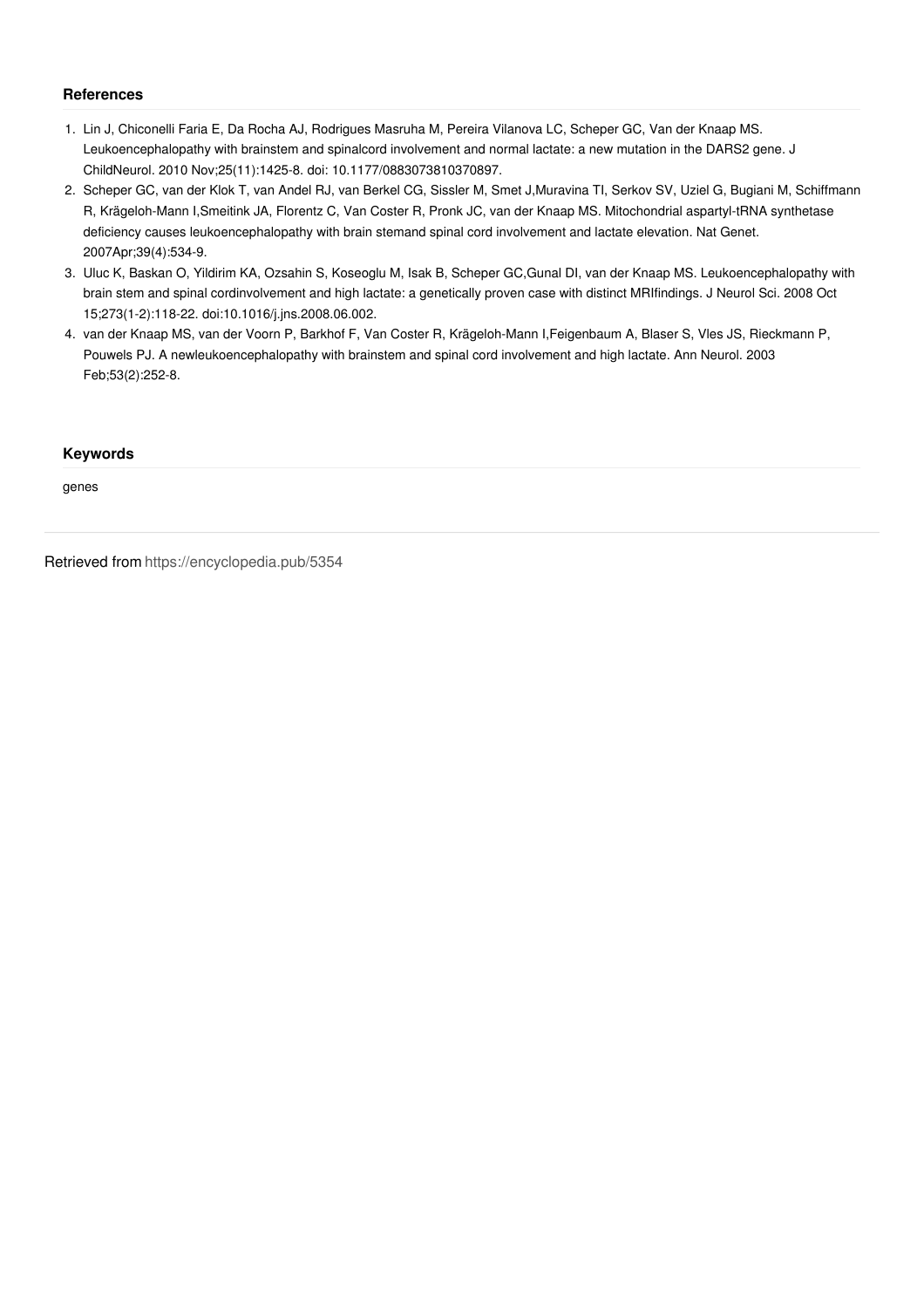## References

1. Lin J, Chiconelli Faria E, Da Rocha AJ, Rodrigues Masruha M, Pereira Vilanova LC, Scheper GC, Van der Knaap MS. Leukoencephalopathy with brainstem and spinalcord involvement and normal lactate: a new mutation in the DARS2 gene. J ChildNeurol. 2010 Nov;25(11):1425-8. doi: 10.1177/0883073810370897.
2. Scheper GC, van der Klok T, van Andel RJ, van Berkel CG, Sissler M, Smet J,Muravina TI, Serkov SV, Uziel G, Bugiani M, Schiffmann R, Krägeloh-Mann I,Smeitink JA, Florentz C, Van Coster R, Pronk JC, van der Knaap MS. Mitochondrial aspartyl-tRNA synthetase deficiency causes leukoencephalopathy with brain stemand spinal cord involvement and lactate elevation. Nat Genet. 2007Apr;39(4):534-9.
3. Uluc K, Baskan O, Yildirim KA, Ozsahin S, Koseoglu M, Isak B, Scheper GC,Gunal DI, van der Knaap MS. Leukoencephalopathy with brain stem and spinal cordinvolvement and high lactate: a genetically proven case with distinct MRIfindings. J Neurol Sci. 2008 Oct 15;273(1-2):118-22. doi:10.1016/j.jns.2008.06.002.
4. van der Knaap MS, van der Voorn P, Barkhof F, Van Coster R, Krägeloh-Mann I,Feigenbaum A, Blaser S, Vles JS, Rieckmann P, Pouwels PJ. A newleukoencephalopathy with brainstem and spinal cord involvement and high lactate. Ann Neurol. 2003 Feb;53(2):252-8.

## Keywords

genes

Retrieved from https://encyclopedia.pub/5354